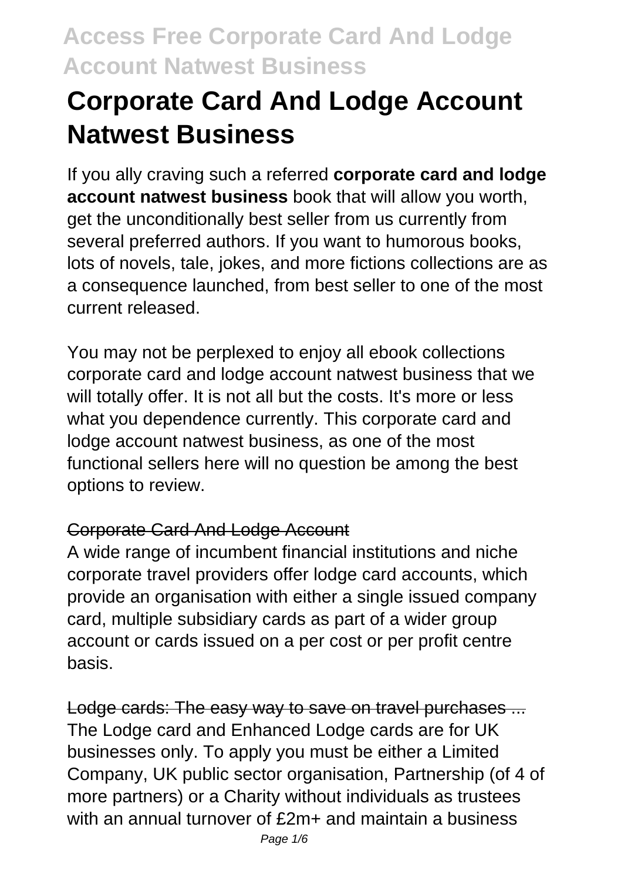# Corporate Card And Lodge Account Natwest Business

If you ally craving such a referred **corporate card and lodge account natwest business** book that will allow you worth, get the unconditionally best seller from us currently from several preferred authors. If you want to humorous books, lots of novels, tale, jokes, and more fictions collections are as a consequence launched, from best seller to one of the most current released.

You may not be perplexed to enjoy all ebook collections corporate card and lodge account natwest business that we will totally offer. It is not all but the costs. It's more or less what you dependence currently. This corporate card and lodge account natwest business, as one of the most functional sellers here will no question be among the best options to review.

## Corporate Card And Lodge Account

A wide range of incumbent financial institutions and niche corporate travel providers offer lodge card accounts, which provide an organisation with either a single issued company card, multiple subsidiary cards as part of a wider group account or cards issued on a per cost or per profit centre basis.

Lodge cards: The easy way to save on travel purchases ...
The Lodge card and Enhanced Lodge cards are for UK businesses only. To apply you must be either a Limited Company, UK public sector organisation, Partnership (of 4 of more partners) or a Charity without individuals as trustees with an annual turnover of £2m+ and maintain a business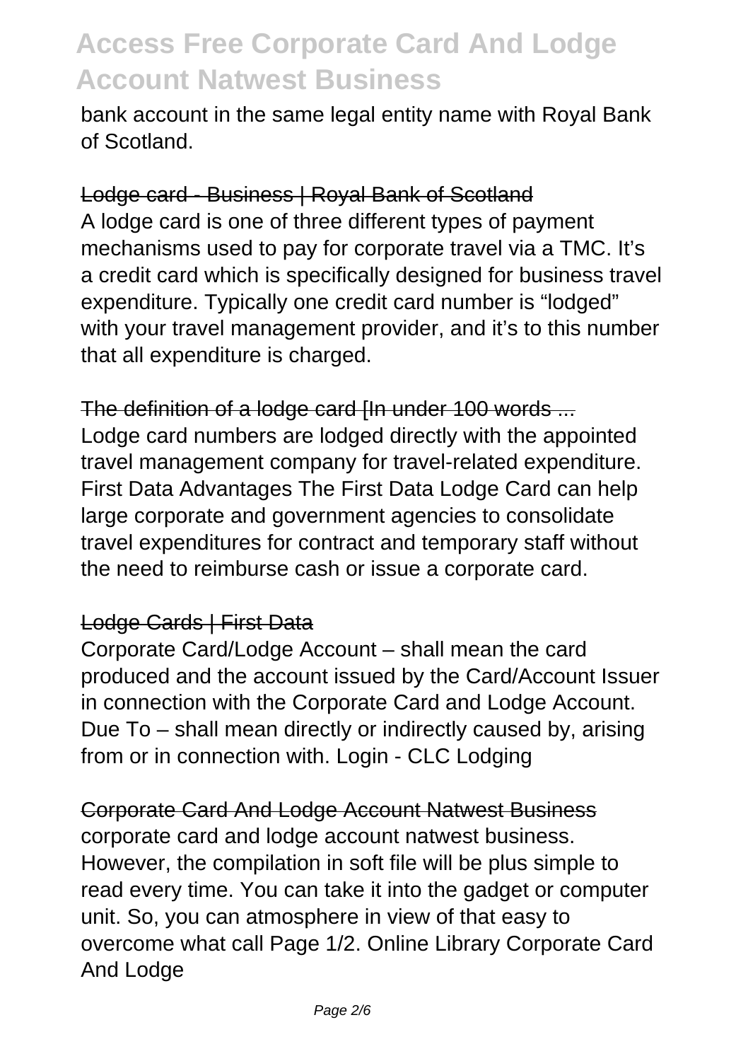bank account in the same legal entity name with Royal Bank of Scotland.

Lodge card - Business | Royal Bank of Scotland

A lodge card is one of three different types of payment mechanisms used to pay for corporate travel via a TMC. It's a credit card which is specifically designed for business travel expenditure. Typically one credit card number is "lodged" with your travel management provider, and it's to this number that all expenditure is charged.

The definition of a lodge card [In under 100 words ...

Lodge card numbers are lodged directly with the appointed travel management company for travel-related expenditure. First Data Advantages The First Data Lodge Card can help large corporate and government agencies to consolidate travel expenditures for contract and temporary staff without the need to reimburse cash or issue a corporate card.

Lodge Cards | First Data

Corporate Card/Lodge Account – shall mean the card produced and the account issued by the Card/Account Issuer in connection with the Corporate Card and Lodge Account. Due To – shall mean directly or indirectly caused by, arising from or in connection with. Login - CLC Lodging

Corporate Card And Lodge Account Natwest Business

corporate card and lodge account natwest business. However, the compilation in soft file will be plus simple to read every time. You can take it into the gadget or computer unit. So, you can atmosphere in view of that easy to overcome what call Page 1/2. Online Library Corporate Card And Lodge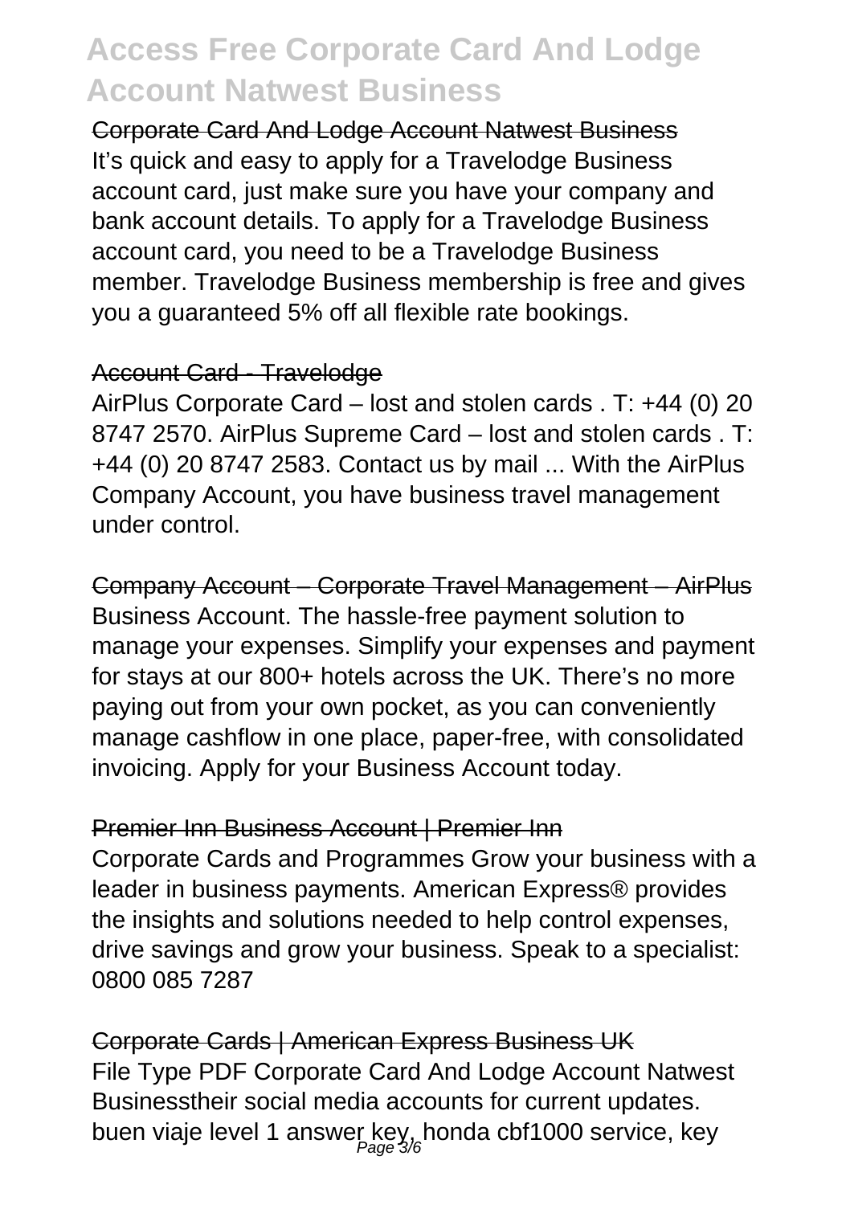Corporate Card And Lodge Account Natwest Business
It's quick and easy to apply for a Travelodge Business account card, just make sure you have your company and bank account details. To apply for a Travelodge Business account card, you need to be a Travelodge Business member. Travelodge Business membership is free and gives you a guaranteed 5% off all flexible rate bookings.

Account Card - Travelodge
AirPlus Corporate Card – lost and stolen cards . T: +44 (0) 20 8747 2570. AirPlus Supreme Card – lost and stolen cards . T: +44 (0) 20 8747 2583. Contact us by mail ... With the AirPlus Company Account, you have business travel management under control.

Company Account – Corporate Travel Management – AirPlus
Business Account. The hassle-free payment solution to manage your expenses. Simplify your expenses and payment for stays at our 800+ hotels across the UK. There's no more paying out from your own pocket, as you can conveniently manage cashflow in one place, paper-free, with consolidated invoicing. Apply for your Business Account today.

Premier Inn Business Account | Premier Inn
Corporate Cards and Programmes Grow your business with a leader in business payments. American Express® provides the insights and solutions needed to help control expenses, drive savings and grow your business. Speak to a specialist: 0800 085 7287

Corporate Cards | American Express Business UK
File Type PDF Corporate Card And Lodge Account Natwest Businesstheir social media accounts for current updates. buen viaje level 1 answer key, honda cbf1000 service, key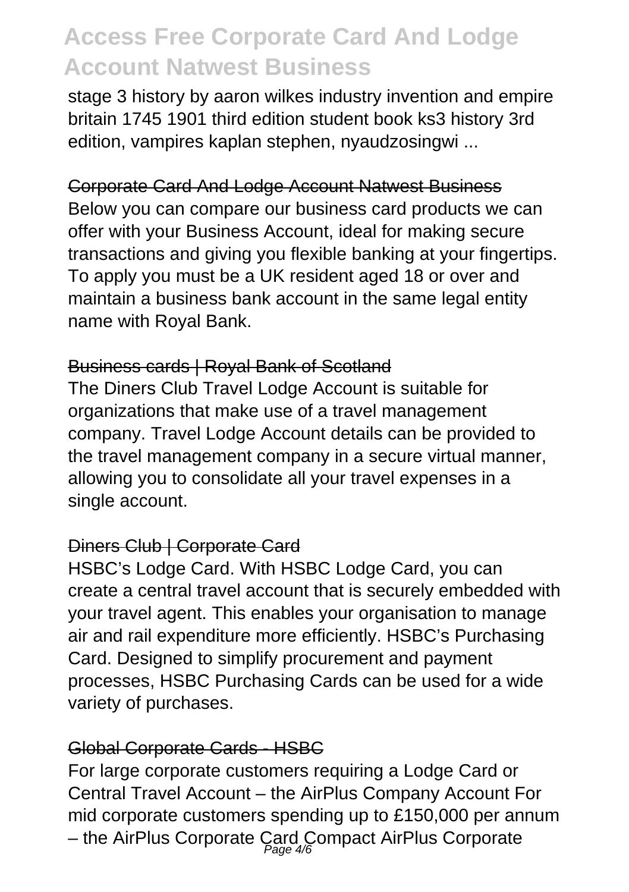stage 3 history by aaron wilkes industry invention and empire britain 1745 1901 third edition student book ks3 history 3rd edition, vampires kaplan stephen, nyaudzosingwi ...

### Corporate Card And Lodge Account Natwest Business

Below you can compare our business card products we can offer with your Business Account, ideal for making secure transactions and giving you flexible banking at your fingertips. To apply you must be a UK resident aged 18 or over and maintain a business bank account in the same legal entity name with Royal Bank.

### Business cards | Royal Bank of Scotland

The Diners Club Travel Lodge Account is suitable for organizations that make use of a travel management company. Travel Lodge Account details can be provided to the travel management company in a secure virtual manner, allowing you to consolidate all your travel expenses in a single account.

### Diners Club | Corporate Card

HSBC's Lodge Card. With HSBC Lodge Card, you can create a central travel account that is securely embedded with your travel agent. This enables your organisation to manage air and rail expenditure more efficiently. HSBC's Purchasing Card. Designed to simplify procurement and payment processes, HSBC Purchasing Cards can be used for a wide variety of purchases.

### Global Corporate Cards - HSBC

For large corporate customers requiring a Lodge Card or Central Travel Account – the AirPlus Company Account For mid corporate customers spending up to £150,000 per annum – the AirPlus Corporate Card Compact AirPlus Corporate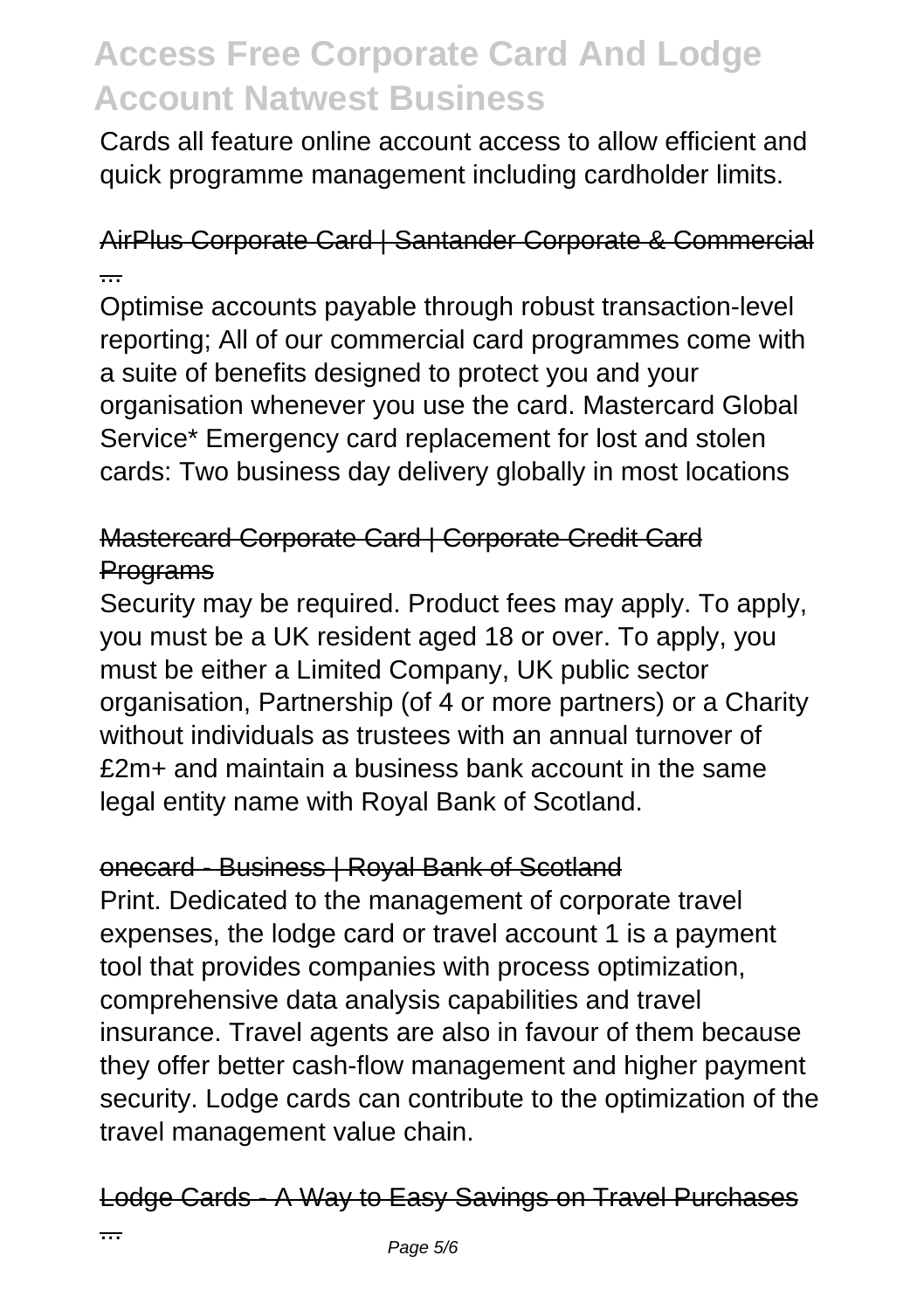Cards all feature online account access to allow efficient and quick programme management including cardholder limits.

AirPlus Corporate Card | Santander Corporate & Commercial ...

Optimise accounts payable through robust transaction-level reporting; All of our commercial card programmes come with a suite of benefits designed to protect you and your organisation whenever you use the card. Mastercard Global Service* Emergency card replacement for lost and stolen cards: Two business day delivery globally in most locations

Mastercard Corporate Card | Corporate Credit Card Programs

Security may be required. Product fees may apply. To apply, you must be a UK resident aged 18 or over. To apply, you must be either a Limited Company, UK public sector organisation, Partnership (of 4 or more partners) or a Charity without individuals as trustees with an annual turnover of £2m+ and maintain a business bank account in the same legal entity name with Royal Bank of Scotland.

onecard - Business | Royal Bank of Scotland

Print. Dedicated to the management of corporate travel expenses, the lodge card or travel account 1 is a payment tool that provides companies with process optimization, comprehensive data analysis capabilities and travel insurance. Travel agents are also in favour of them because they offer better cash-flow management and higher payment security. Lodge cards can contribute to the optimization of the travel management value chain.

Lodge Cards - A Way to Easy Savings on Travel Purchases ...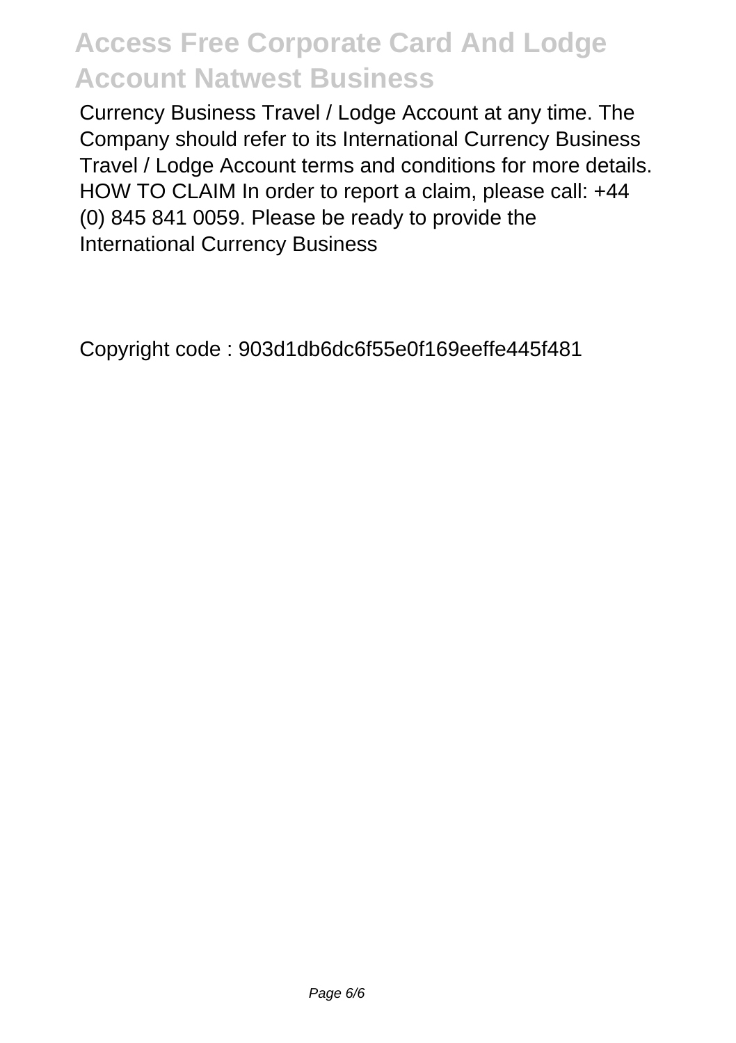Currency Business Travel / Lodge Account at any time. The Company should refer to its International Currency Business Travel / Lodge Account terms and conditions for more details. HOW TO CLAIM In order to report a claim, please call: +44 (0) 845 841 0059. Please be ready to provide the International Currency Business

Copyright code : 903d1db6dc6f55e0f169eeffe445f481